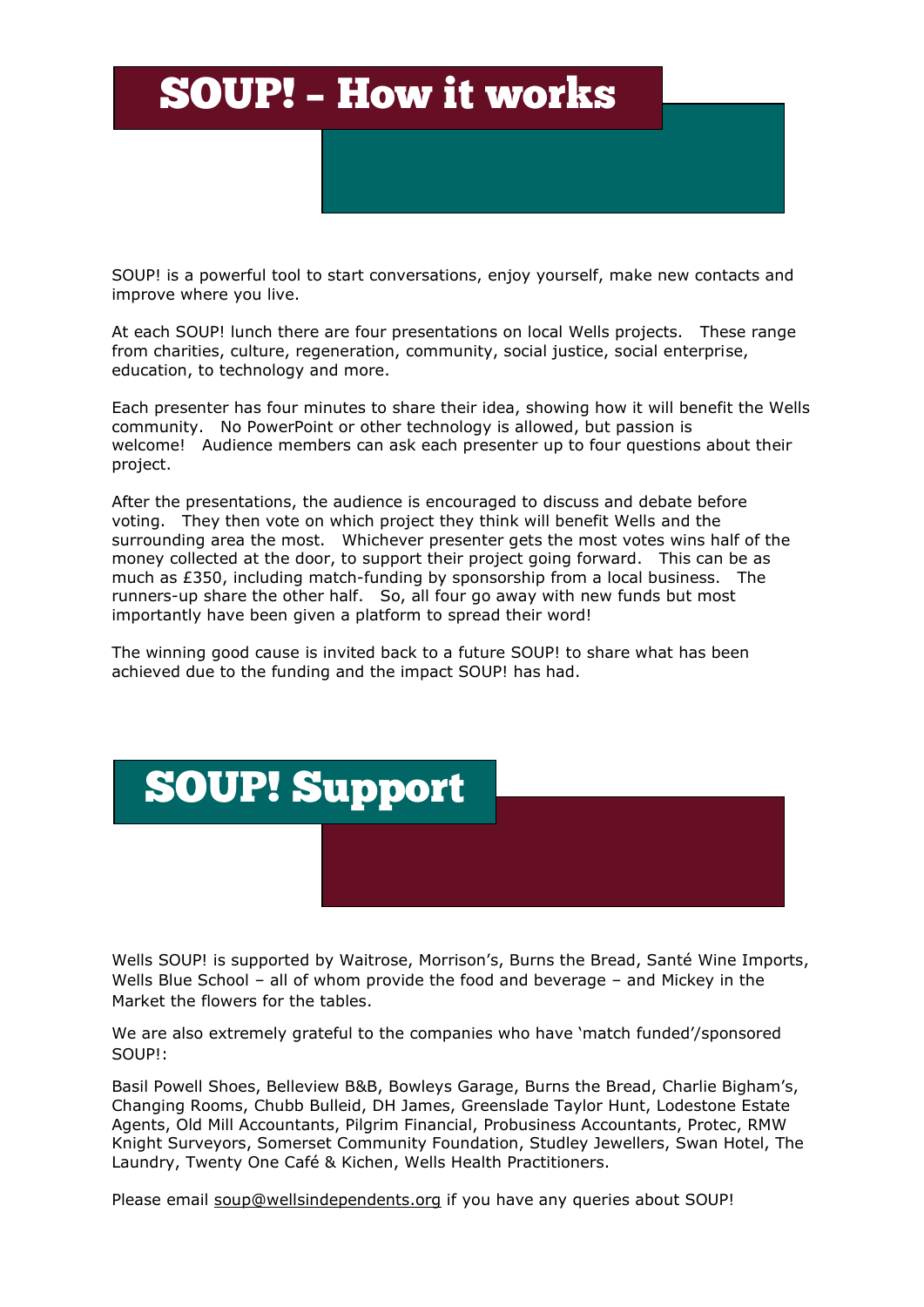# SOUP! – How it works

SOUP! is a powerful tool to start conversations, enjoy yourself, make new contacts and improve where you live.

At each SOUP! lunch there are four presentations on local Wells projects. These range from charities, culture, regeneration, community, social justice, social enterprise, education, to technology and more.

Each presenter has four minutes to share their idea, showing how it will benefit the Wells community. No PowerPoint or other technology is allowed, but passion is welcome! Audience members can ask each presenter up to four questions about their project.

After the presentations, the audience is encouraged to discuss and debate before voting. They then vote on which project they think will benefit Wells and the surrounding area the most. Whichever presenter gets the most votes wins half of the money collected at the door, to support their project going forward. This can be as much as £350, including match-funding by sponsorship from a local business. The runners-up share the other half. So, all four go away with new funds but most importantly have been given a platform to spread their word!

The winning good cause is invited back to a future SOUP! to share what has been achieved due to the funding and the impact SOUP! has had.

# SOUP! Support

Wells SOUP! is supported by Waitrose, Morrison's, Burns the Bread, Santé Wine Imports, Wells Blue School – all of whom provide the food and beverage – and Mickey in the Market the flowers for the tables.

We are also extremely grateful to the companies who have 'match funded'/sponsored SOUP!:

Basil Powell Shoes, Belleview B&B, Bowleys Garage, Burns the Bread, Charlie Bigham's, Changing Rooms, Chubb Bulleid, DH James, Greenslade Taylor Hunt, Lodestone Estate Agents, Old Mill Accountants, Pilgrim Financial, Probusiness Accountants, Protec, RMW Knight Surveyors, Somerset Community Foundation, Studley Jewellers, Swan Hotel, The Laundry, Twenty One Café & Kichen, Wells Health Practitioners.

Please email soup@wellsindependents.org if you have any queries about SOUP!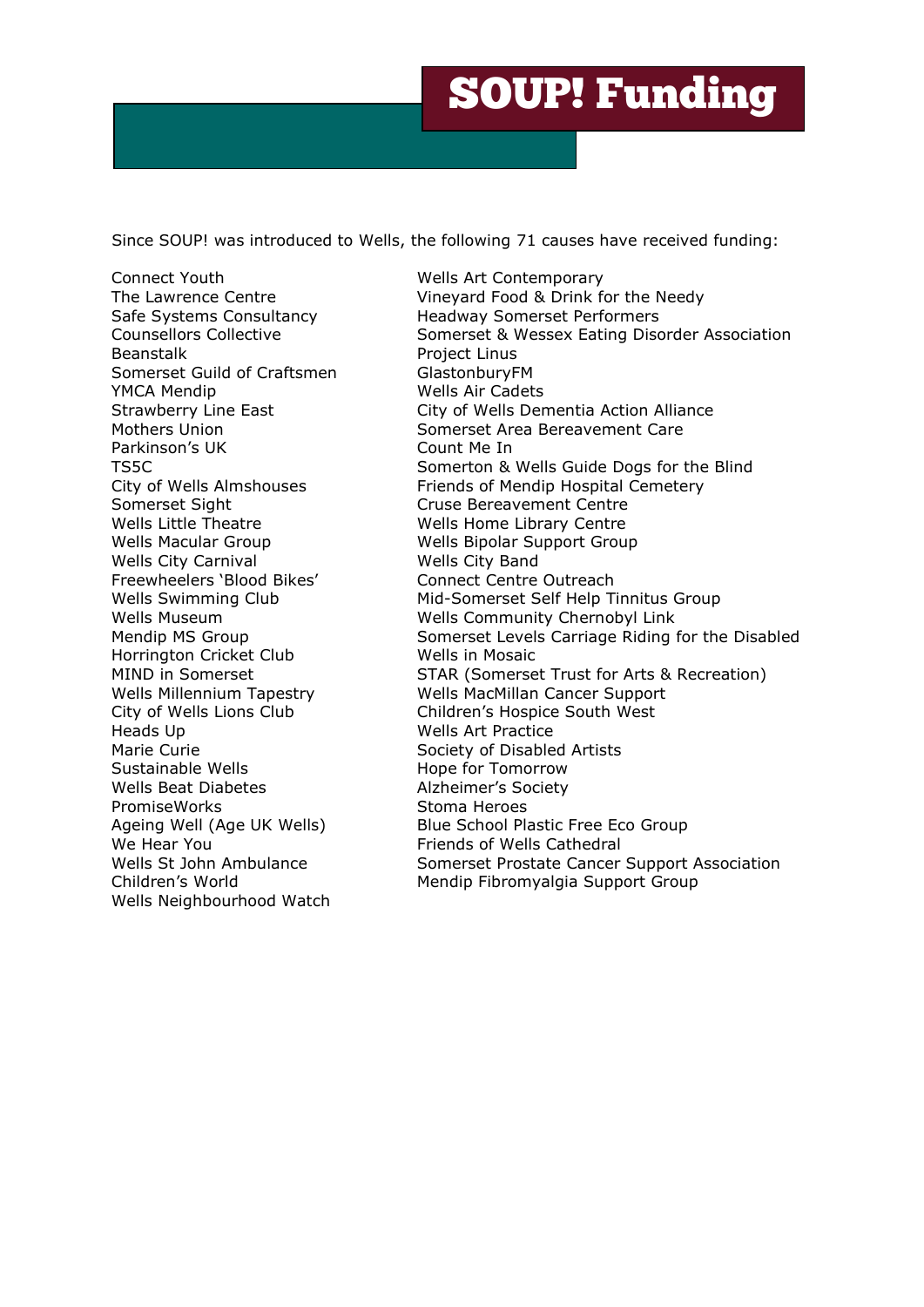# SOUP! Funding

Since SOUP! was introduced to Wells, the following 71 causes have received funding:

Connect Youth
The Lawrence Centre
Safe Systems Consultancy
Counsellors Collective
Beanstalk
Somerset Guild of Craftsmen
YMCA Mendip
Strawberry Line East
Mothers Union
Parkinson's UK
TS5C
City of Wells Almshouses
Somerset Sight
Wells Little Theatre
Wells Macular Group
Wells City Carnival
Freewheelers 'Blood Bikes'
Wells Swimming Club
Wells Museum
Mendip MS Group
Horrington Cricket Club
MIND in Somerset
Wells Millennium Tapestry
City of Wells Lions Club
Heads Up
Marie Curie
Sustainable Wells
Wells Beat Diabetes
PromiseWorks
Ageing Well (Age UK Wells)
We Hear You
Wells St John Ambulance
Children's World
Wells Neighbourhood Watch
Wells Art Contemporary
Vineyard Food & Drink for the Needy
Headway Somerset Performers
Somerset & Wessex Eating Disorder Association
Project Linus
GlastonburyFM
Wells Air Cadets
City of Wells Dementia Action Alliance
Somerset Area Bereavement Care
Count Me In
Somerton & Wells Guide Dogs for the Blind
Friends of Mendip Hospital Cemetery
Cruse Bereavement Centre
Wells Home Library Centre
Wells Bipolar Support Group
Wells City Band
Connect Centre Outreach
Mid-Somerset Self Help Tinnitus Group
Wells Community Chernobyl Link
Somerset Levels Carriage Riding for the Disabled
Wells in Mosaic
STAR (Somerset Trust for Arts & Recreation)
Wells MacMillan Cancer Support
Children's Hospice South West
Wells Art Practice
Society of Disabled Artists
Hope for Tomorrow
Alzheimer's Society
Stoma Heroes
Blue School Plastic Free Eco Group
Friends of Wells Cathedral
Somerset Prostate Cancer Support Association
Mendip Fibromyalgia Support Group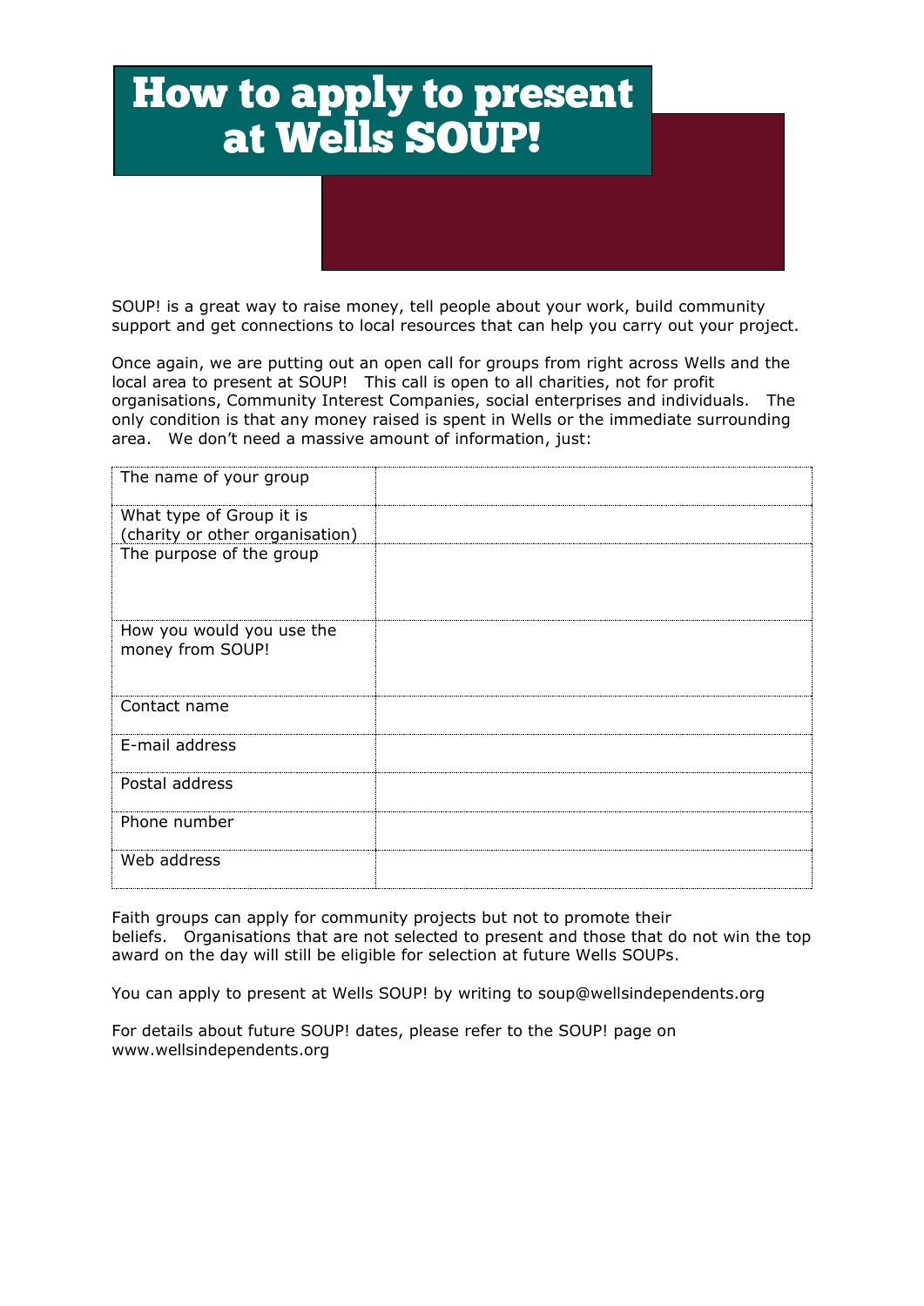# How to apply to present at Wells SOUP!

SOUP! is a great way to raise money, tell people about your work, build community support and get connections to local resources that can help you carry out your project.

Once again, we are putting out an open call for groups from right across Wells and the local area to present at SOUP! This call is open to all charities, not for profit organisations, Community Interest Companies, social enterprises and individuals. The only condition is that any money raised is spent in Wells or the immediate surrounding area. We don't need a massive amount of information, just:

| | |
|---|---|
| The name of your group | |
| What type of Group it is (charity or other organisation) | |
| The purpose of the group | |
| How you would you use the money from SOUP! | |
| Contact name | |
| E-mail address | |
| Postal address | |
| Phone number | |
| Web address | |

Faith groups can apply for community projects but not to promote their beliefs. Organisations that are not selected to present and those that do not win the top award on the day will still be eligible for selection at future Wells SOUPs.

You can apply to present at Wells SOUP! by writing to soup@wellsindependents.org

For details about future SOUP! dates, please refer to the SOUP! page on www.wellsindependents.org